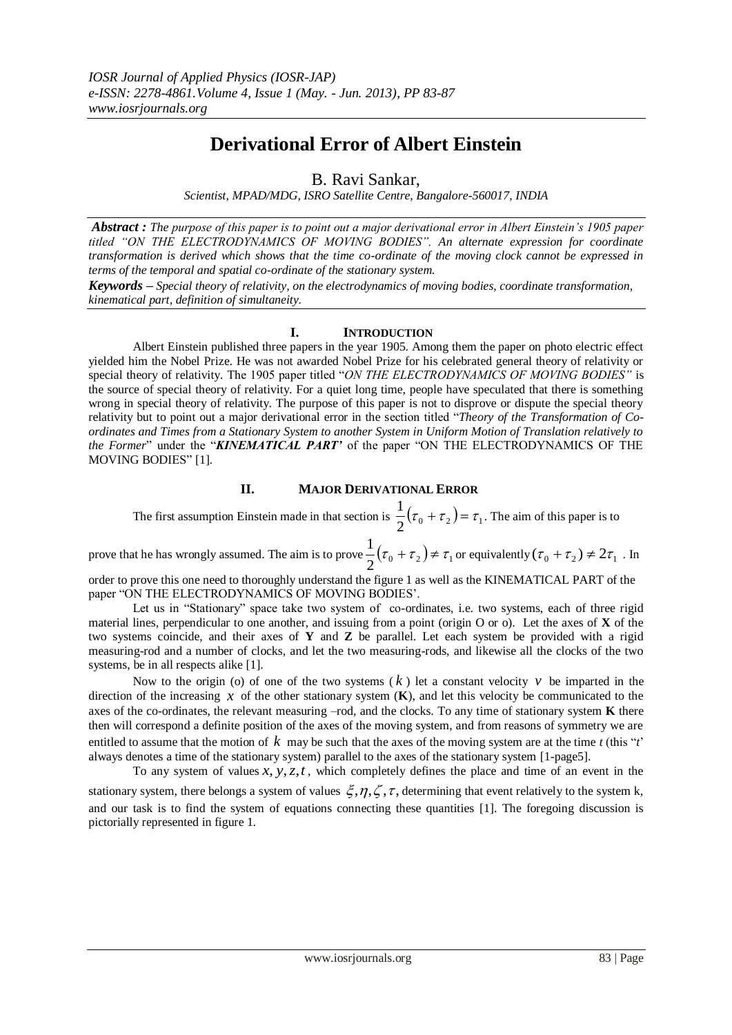*IOSR Journal of Applied Physics (IOSR-JAP)*
*e-ISSN: 2278-4861.Volume 4, Issue 1 (May. - Jun. 2013), PP 83-87*
*www.iosrjournals.org*

# Derivational Error of Albert Einstein

B. Ravi Sankar,

*Scientist, MPAD/MDG, ISRO Satellite Centre, Bangalore-560017, INDIA*

***Abstract :*** *The purpose of this paper is to point out a major derivational error in Albert Einstein's 1905 paper titled "ON THE ELECTRODYNAMICS OF MOVING BODIES". An alternate expression for coordinate transformation is derived which shows that the time co-ordinate of the moving clock cannot be expressed in terms of the temporal and spatial co-ordinate of the stationary system.*

***Keywords –*** *Special theory of relativity, on the electrodynamics of moving bodies, coordinate transformation, kinematical part, definition of simultaneity.*

## I. INTRODUCTION

Albert Einstein published three papers in the year 1905. Among them the paper on photo electric effect yielded him the Nobel Prize. He was not awarded Nobel Prize for his celebrated general theory of relativity or special theory of relativity. The 1905 paper titled "*ON THE ELECTRODYNAMICS OF MOVING BODIES*" is the source of special theory of relativity. For a quiet long time, people have speculated that there is something wrong in special theory of relativity. The purpose of this paper is not to disprove or dispute the special theory relativity but to point out a major derivational error in the section titled "*Theory of the Transformation of Co-ordinates and Times from a Stationary System to another System in Uniform Motion of Translation relatively to the Former*" under the "***KINEMATICAL PART'*** of the paper "ON THE ELECTRODYNAMICS OF THE MOVING BODIES" [1].

## II. MAJOR DERIVATIONAL ERROR

The first assumption Einstein made in that section is $\frac{1}{2}(\tau_0 + \tau_2) = \tau_1$. The aim of this paper is to prove that he has wrongly assumed. The aim is to prove $\frac{1}{2}(\tau_0 + \tau_2) \neq \tau_1$ or equivalently $(\tau_0 + \tau_2) \neq 2\tau_1$ . In order to prove this one need to thoroughly understand the figure 1 as well as the KINEMATICAL PART of the paper "ON THE ELECTRODYNAMICS OF MOVING BODIES'.

Let us in "Stationary" space take two system of co-ordinates, i.e. two systems, each of three rigid material lines, perpendicular to one another, and issuing from a point (origin O or o). Let the axes of **X** of the two systems coincide, and their axes of **Y** and **Z** be parallel. Let each system be provided with a rigid measuring-rod and a number of clocks, and let the two measuring-rods, and likewise all the clocks of the two systems, be in all respects alike [1].

Now to the origin (o) of one of the two systems ($k$) let a constant velocity $v$ be imparted in the direction of the increasing $x$ of the other stationary system (**K**), and let this velocity be communicated to the axes of the co-ordinates, the relevant measuring –rod, and the clocks. To any time of stationary system **K** there then will correspond a definite position of the axes of the moving system, and from reasons of symmetry we are entitled to assume that the motion of $k$ may be such that the axes of the moving system are at the time *t* (this "*t*' always denotes a time of the stationary system) parallel to the axes of the stationary system [1-page5].

To any system of values $x, y, z, t$, which completely defines the place and time of an event in the stationary system, there belongs a system of values $\xi, \eta, \zeta, \tau$, determining that event relatively to the system k, and our task is to find the system of equations connecting these quantities [1]. The foregoing discussion is pictorially represented in figure 1.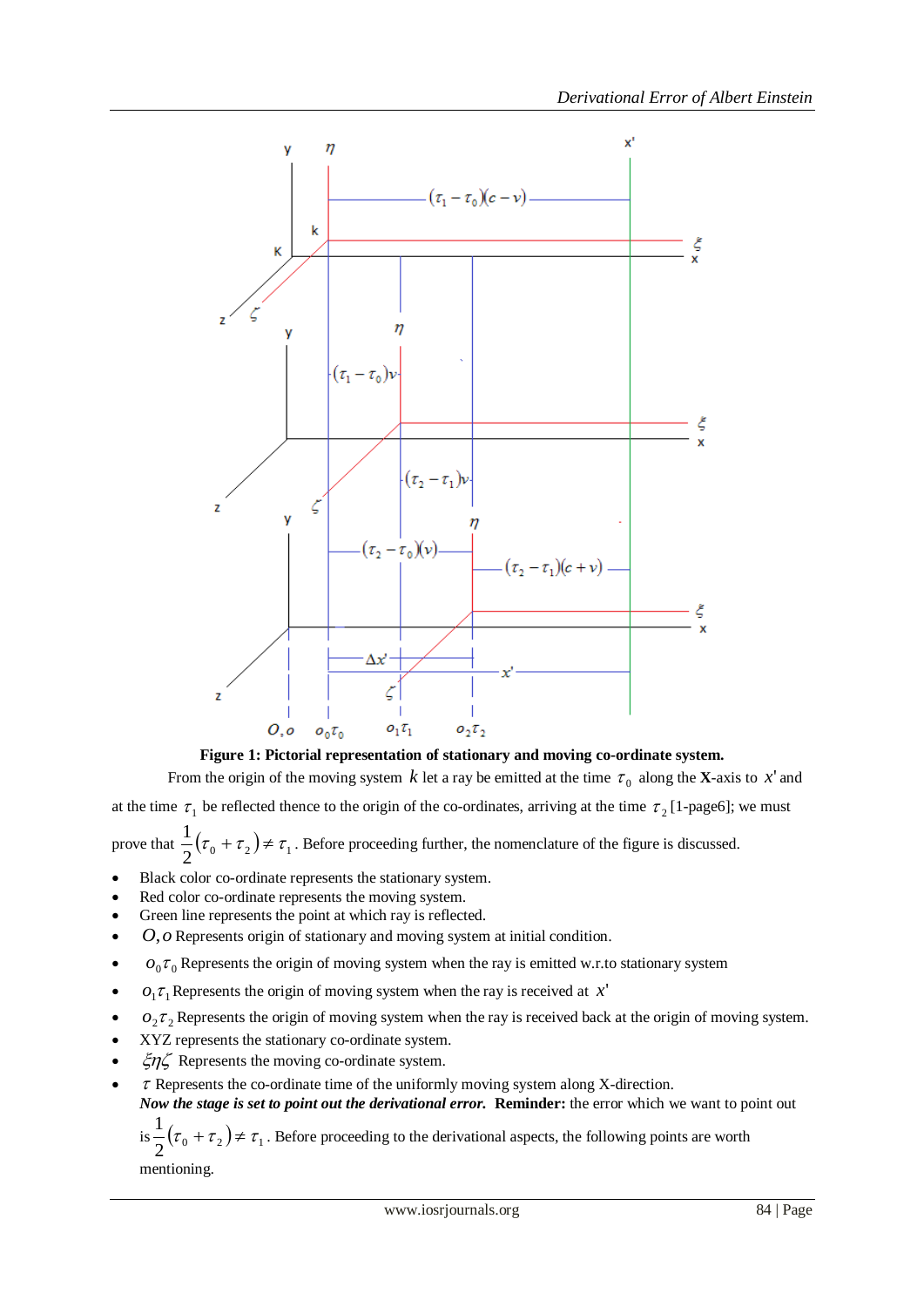**Figure 1: Pictorial representation of stationary and moving co-ordinate system.**

From the origin of the moving system $k$ let a ray be emitted at the time $\tau_0$ along the **X**-axis to $x'$ and at the time $\tau_1$ be reflected thence to the origin of the co-ordinates, arriving at the time $\tau_2$ [1-page6]; we must prove that $\frac{1}{2}(\tau_0 + \tau_2) \neq \tau_1$. Before proceeding further, the nomenclature of the figure is discussed.

- Black color co-ordinate represents the stationary system.
- Red color co-ordinate represents the moving system.
- Green line represents the point at which ray is reflected.
- $O, o$ Represents origin of stationary and moving system at initial condition.
- $o_0\tau_0$ Represents the origin of moving system when the ray is emitted w.r.to stationary system
- $o_1\tau_1$ Represents the origin of moving system when the ray is received at $x'$
- $o_2\tau_2$ Represents the origin of moving system when the ray is received back at the origin of moving system.
- XYZ represents the stationary co-ordinate system.
- $\xi\eta\zeta$ Represents the moving co-ordinate system.
- $\tau$ Represents the co-ordinate time of the uniformly moving system along X-direction.

***Now the stage is set to point out the derivational error.*** **Reminder:** the error which we want to point out is $\frac{1}{2}(\tau_0 + \tau_2) \neq \tau_1$. Before proceeding to the derivational aspects, the following points are worth mentioning.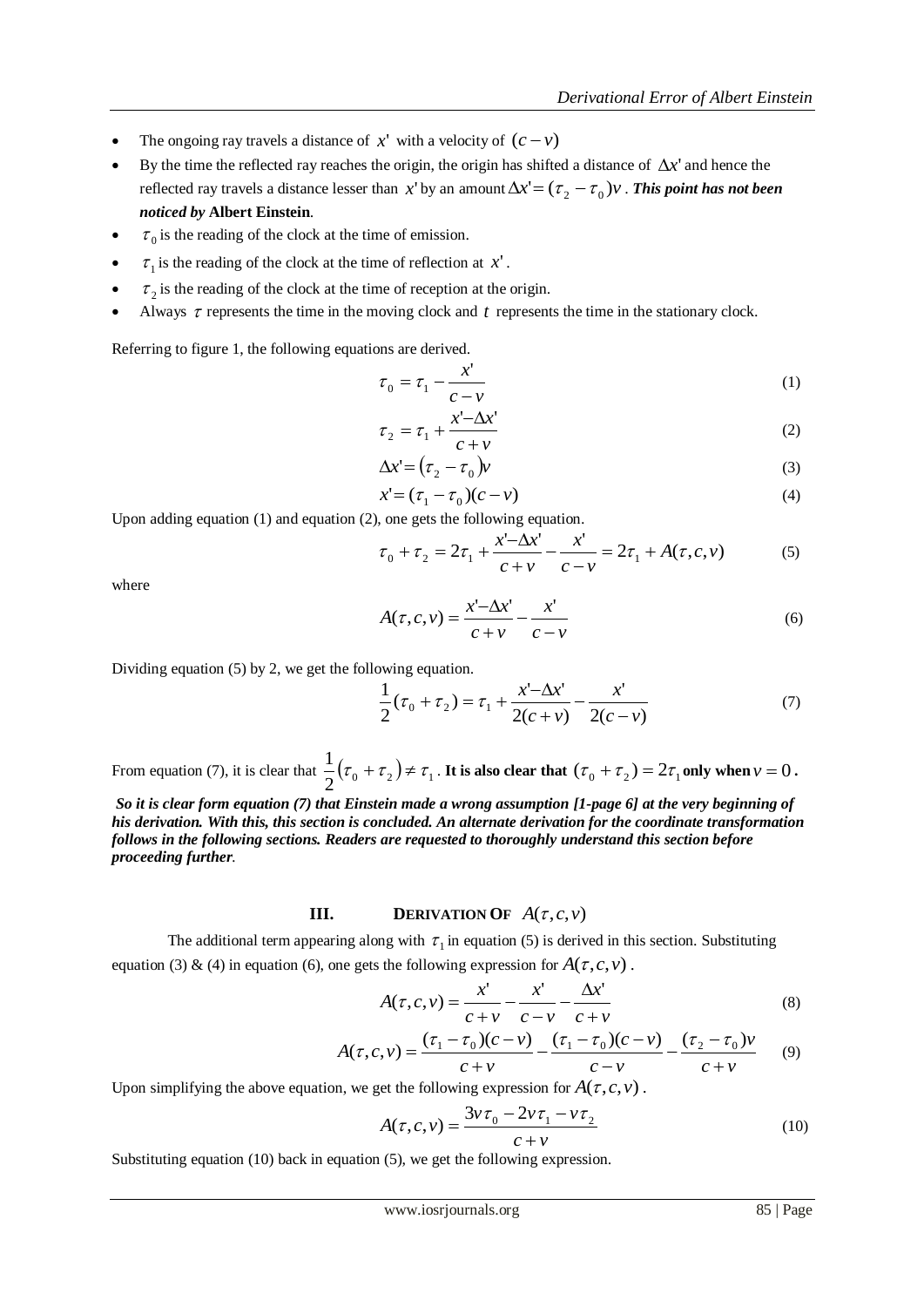- The ongoing ray travels a distance of $x'$ with a velocity of $(c-v)$
- By the time the reflected ray reaches the origin, the origin has shifted a distance of $\Delta x'$ and hence the reflected ray travels a distance lesser than $x'$ by an amount $\Delta x' = (\tau_2 - \tau_0)v$. ***This point has not been noticed by* Albert Einstein**.
- $\tau_0$ is the reading of the clock at the time of emission.
- $\tau_1$ is the reading of the clock at the time of reflection at $x'$.
- $\tau_2$ is the reading of the clock at the time of reception at the origin.
- Always $\tau$ represents the time in the moving clock and $t$ represents the time in the stationary clock.

Referring to figure 1, the following equations are derived.

$$\tau_0 = \tau_1 - \frac{x'}{c-v} \tag{1}$$

$$\tau_2 = \tau_1 + \frac{x' - \Delta x'}{c+v} \tag{2}$$

$$\Delta x' = (\tau_2 - \tau_0)v \tag{3}$$

$$x' = (\tau_1 - \tau_0)(c-v) \tag{4}$$

Upon adding equation (1) and equation (2), one gets the following equation.

$$\tau_0 + \tau_2 = 2\tau_1 + \frac{x' - \Delta x'}{c+v} - \frac{x'}{c-v} = 2\tau_1 + A(\tau, c, v) \tag{5}$$

where

$$A(\tau, c, v) = \frac{x' - \Delta x'}{c+v} - \frac{x'}{c-v} \tag{6}$$

Dividing equation (5) by 2, we get the following equation.

$$\frac{1}{2}(\tau_0 + \tau_2) = \tau_1 + \frac{x' - \Delta x'}{2(c+v)} - \frac{x'}{2(c-v)} \tag{7}$$

From equation (7), it is clear that $\frac{1}{2}(\tau_0 + \tau_2) \neq \tau_1$. **It is also clear that $(\tau_0 + \tau_2) = 2\tau_1$ only when $v = 0$.**

***So it is clear form equation (7) that Einstein made a wrong assumption [1-page 6] at the very beginning of his derivation. With this, this section is concluded. An alternate derivation for the coordinate transformation follows in the following sections. Readers are requested to thoroughly understand this section before proceeding further*.**

## III. DERIVATION OF $A(\tau, c, v)$

The additional term appearing along with $\tau_1$ in equation (5) is derived in this section. Substituting equation (3) & (4) in equation (6), one gets the following expression for $A(\tau, c, v)$.

$$A(\tau, c, v) = \frac{x'}{c+v} - \frac{x'}{c-v} - \frac{\Delta x'}{c+v} \tag{8}$$

$$A(\tau, c, v) = \frac{(\tau_1 - \tau_0)(c-v)}{c+v} - \frac{(\tau_1 - \tau_0)(c-v)}{c-v} - \frac{(\tau_2 - \tau_0)v}{c+v} \tag{9}$$

Upon simplifying the above equation, we get the following expression for $A(\tau, c, v)$.

$$A(\tau, c, v) = \frac{3v\tau_0 - 2v\tau_1 - v\tau_2}{c+v} \tag{10}$$

Substituting equation (10) back in equation (5), we get the following expression.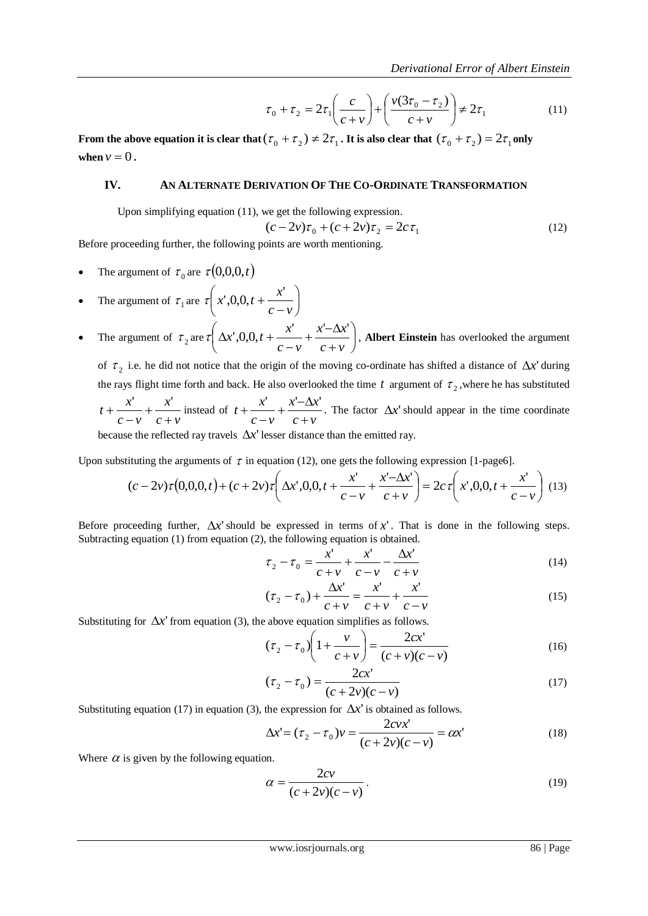$$\tau_0 + \tau_2 = 2\tau_1\left(\frac{c}{c+v}\right) + \left(\frac{v(3\tau_0 - \tau_2)}{c+v}\right) \neq 2\tau_1 \tag{11}$$

**From the above equation it is clear that $(\tau_0 + \tau_2) \neq 2\tau_1$. It is also clear that $(\tau_0 + \tau_2) = 2\tau_1$ only when $v = 0$.**

## IV. AN ALTERNATE DERIVATION OF THE CO-ORDINATE TRANSFORMATION

Upon simplifying equation (11), we get the following expression.

$$(c - 2v)\tau_0 + (c + 2v)\tau_2 = 2c\tau_1 \tag{12}$$

Before proceeding further, the following points are worth mentioning.

- The argument of $\tau_0$ are $\tau(0,0,0,t)$
- The argument of $\tau_1$ are $\tau\left(x',0,0,t + \frac{x'}{c-v}\right)$
- The argument of $\tau_2$ are $\tau\left(\Delta x',0,0,t + \frac{x'}{c-v} + \frac{x' - \Delta x'}{c+v}\right)$, **Albert Einstein** has overlooked the argument of $\tau_2$ i.e. he did not notice that the origin of the moving co-ordinate has shifted a distance of $\Delta x'$ during the rays flight time forth and back. He also overlooked the time $t$ argument of $\tau_2$, where he has substituted $t + \frac{x'}{c-v} + \frac{x'}{c+v}$ instead of $t + \frac{x'}{c-v} + \frac{x' - \Delta x'}{c+v}$. The factor $\Delta x'$ should appear in the time coordinate because the reflected ray travels $\Delta x'$ lesser distance than the emitted ray.

Upon substituting the arguments of $\tau$ in equation (12), one gets the following expression [1-page6].

$$(c - 2v)\tau(0,0,0,t) + (c + 2v)\tau\left(\Delta x',0,0,t + \frac{x'}{c-v} + \frac{x' - \Delta x'}{c+v}\right) = 2c\tau\left(x',0,0,t + \frac{x'}{c-v}\right) \tag{13}$$

Before proceeding further, $\Delta x'$ should be expressed in terms of $x'$. That is done in the following steps. Subtracting equation (1) from equation (2), the following equation is obtained.

$$\tau_2 - \tau_0 = \frac{x'}{c+v} + \frac{x'}{c-v} - \frac{\Delta x'}{c+v} \tag{14}$$

$$(\tau_2 - \tau_0) + \frac{\Delta x'}{c+v} = \frac{x'}{c+v} + \frac{x'}{c-v} \tag{15}$$

Substituting for $\Delta x'$ from equation (3), the above equation simplifies as follows.

$$(\tau_2 - \tau_0)\left(1 + \frac{v}{c+v}\right) = \frac{2cx'}{(c+v)(c-v)} \tag{16}$$

$$(\tau_2 - \tau_0) = \frac{2cx'}{(c+2v)(c-v)} \tag{17}$$

Substituting equation (17) in equation (3), the expression for $\Delta x'$ is obtained as follows.

$$\Delta x' = (\tau_2 - \tau_0)v = \frac{2cvx'}{(c+2v)(c-v)} = \alpha x' \tag{18}$$

Where $\alpha$ is given by the following equation.

$$\alpha = \frac{2cv}{(c+2v)(c-v)}. \tag{19}$$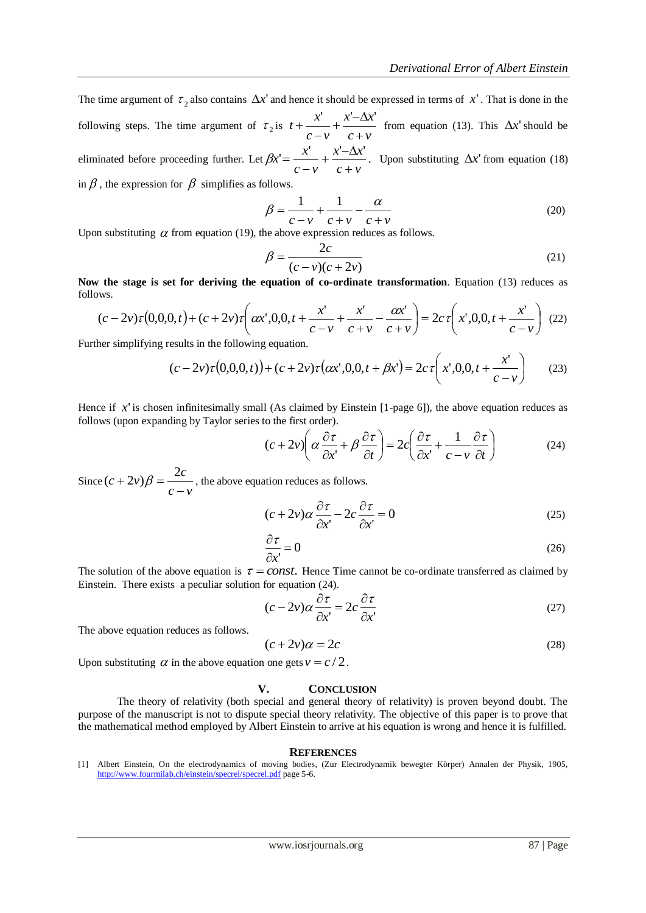The time argument of $\tau_2$ also contains $\Delta x'$ and hence it should be expressed in terms of $x'$. That is done in the following steps. The time argument of $\tau_2$ is $t + \frac{x'}{c-v} + \frac{x' - \Delta x'}{c+v}$ from equation (13). This $\Delta x'$ should be eliminated before proceeding further. Let $\beta x' = \frac{x'}{c-v} + \frac{x' - \Delta x'}{c+v}$. Upon substituting $\Delta x'$ from equation (18) in $\beta$, the expression for $\beta$ simplifies as follows.

$$\beta = \frac{1}{c-v} + \frac{1}{c+v} - \frac{\alpha}{c+v} \tag{20}$$

Upon substituting $\alpha$ from equation (19), the above expression reduces as follows.

$$\beta = \frac{2c}{(c-v)(c+2v)} \tag{21}$$

**Now the stage is set for deriving the equation of co-ordinate transformation**. Equation (13) reduces as follows.

$$(c-2v)\tau(0,0,0,t) + (c+2v)\tau\left(\alpha x',0,0,t + \frac{x'}{c-v} + \frac{x'}{c+v} - \frac{\alpha x'}{c+v}\right) = 2c\,\tau\left(x',0,0,t + \frac{x'}{c-v}\right) \tag{22}$$

Further simplifying results in the following equation.

$$(c-2v)\tau(0,0,0,t)) + (c+2v)\tau(\alpha x',0,0,t + \beta x') = 2c\,\tau\left(x',0,0,t + \frac{x'}{c-v}\right) \tag{23}$$

Hence if $x'$ is chosen infinitesimally small (As claimed by Einstein [1-page 6]), the above equation reduces as follows (upon expanding by Taylor series to the first order).

$$(c+2v)\left(\alpha \frac{\partial \tau}{\partial x'} + \beta \frac{\partial \tau}{\partial t}\right) = 2c\left(\frac{\partial \tau}{\partial x'} + \frac{1}{c-v}\frac{\partial \tau}{\partial t}\right) \tag{24}$$

Since $(c+2v)\beta = \frac{2c}{c-v}$, the above equation reduces as follows.

$$(c+2v)\alpha \frac{\partial \tau}{\partial x'} - 2c\frac{\partial \tau}{\partial x'} = 0 \tag{25}$$

$$\frac{\partial \tau}{\partial x'} = 0 \tag{26}$$

The solution of the above equation is $\tau = const$. Hence Time cannot be co-ordinate transferred as claimed by Einstein. There exists a peculiar solution for equation (24).

$$(c-2v)\alpha \frac{\partial \tau}{\partial x'} = 2c\frac{\partial \tau}{\partial x'} \tag{27}$$

The above equation reduces as follows.

$$(c+2v)\alpha = 2c \tag{28}$$

Upon substituting $\alpha$ in the above equation one gets $v = c/2$.

## V. CONCLUSION

The theory of relativity (both special and general theory of relativity) is proven beyond doubt. The purpose of the manuscript is not to dispute special theory relativity. The objective of this paper is to prove that the mathematical method employed by Albert Einstein to arrive at his equation is wrong and hence it is fulfilled.

## REFERENCES

[1] Albert Einstein, On the electrodynamics of moving bodies, (Zur Electrodynamik bewegter Kŏrper) Annalen der Physik, 1905, http://www.fourmilab.ch/einstein/specrel/specrel.pdf page 5-6.